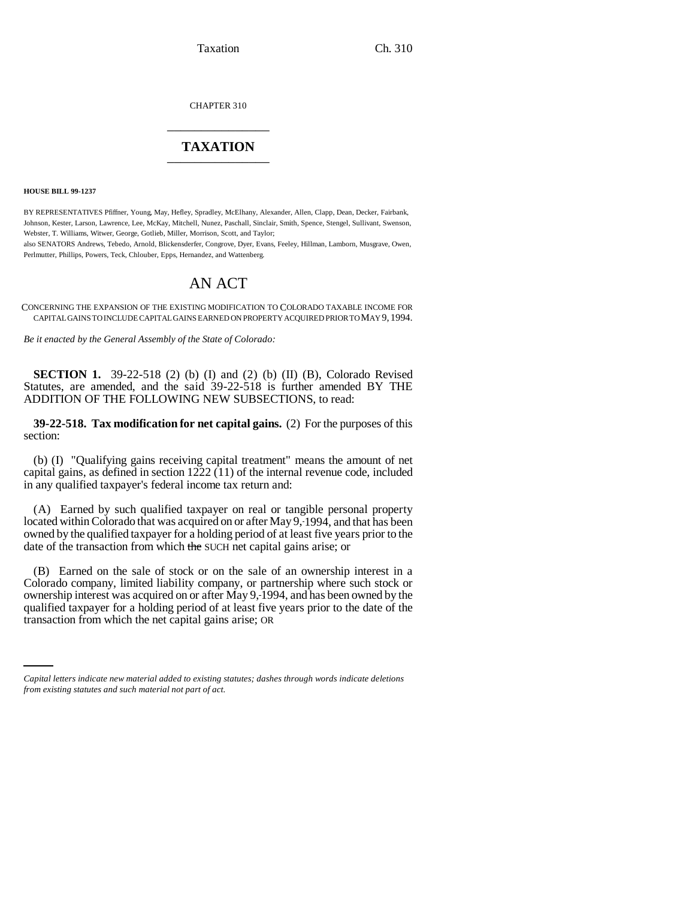CHAPTER 310

# TAXATION

**HOUSE BILL 99-1237**

BY REPRESENTATIVES Pfiffner, Young, May, Hefley, Spradley, McElhany, Alexander, Allen, Clapp, Dean, Decker, Fairbank, Johnson, Kester, Larson, Lawrence, Lee, McKay, Mitchell, Nunez, Paschall, Sinclair, Smith, Spence, Stengel, Sullivant, Swenson, Webster, T. Williams, Witwer, George, Gotlieb, Miller, Morrison, Scott, and Taylor;
also SENATORS Andrews, Tebedo, Arnold, Blickensderfer, Congrove, Dyer, Evans, Feeley, Hillman, Lamborn, Musgrave, Owen, Perlmutter, Phillips, Powers, Teck, Chlouber, Epps, Hernandez, and Wattenberg.

# AN ACT

CONCERNING THE EXPANSION OF THE EXISTING MODIFICATION TO COLORADO TAXABLE INCOME FOR CAPITAL GAINS TO INCLUDE CAPITAL GAINS EARNED ON PROPERTY ACQUIRED PRIOR TO MAY 9, 1994.

*Be it enacted by the General Assembly of the State of Colorado:*

**SECTION 1.** 39-22-518 (2) (b) (I) and (2) (b) (II) (B), Colorado Revised Statutes, are amended, and the said 39-22-518 is further amended BY THE ADDITION OF THE FOLLOWING NEW SUBSECTIONS, to read:

**39-22-518. Tax modification for net capital gains.** (2) For the purposes of this section:

(b) (I) "Qualifying gains receiving capital treatment" means the amount of net capital gains, as defined in section 1222 (11) of the internal revenue code, included in any qualified taxpayer's federal income tax return and:

(A) Earned by such qualified taxpayer on real or tangible personal property located within Colorado that was acquired on or after May 9, 1994, and that has been owned by the qualified taxpayer for a holding period of at least five years prior to the date of the transaction from which ~~the~~ SUCH net capital gains arise; or

(B) Earned on the sale of stock or on the sale of an ownership interest in a Colorado company, limited liability company, or partnership where such stock or ownership interest was acquired on or after May 9, 1994, and has been owned by the qualified taxpayer for a holding period of at least five years prior to the date of the transaction from which the net capital gains arise; OR

*Capital letters indicate new material added to existing statutes; dashes through words indicate deletions from existing statutes and such material not part of act.*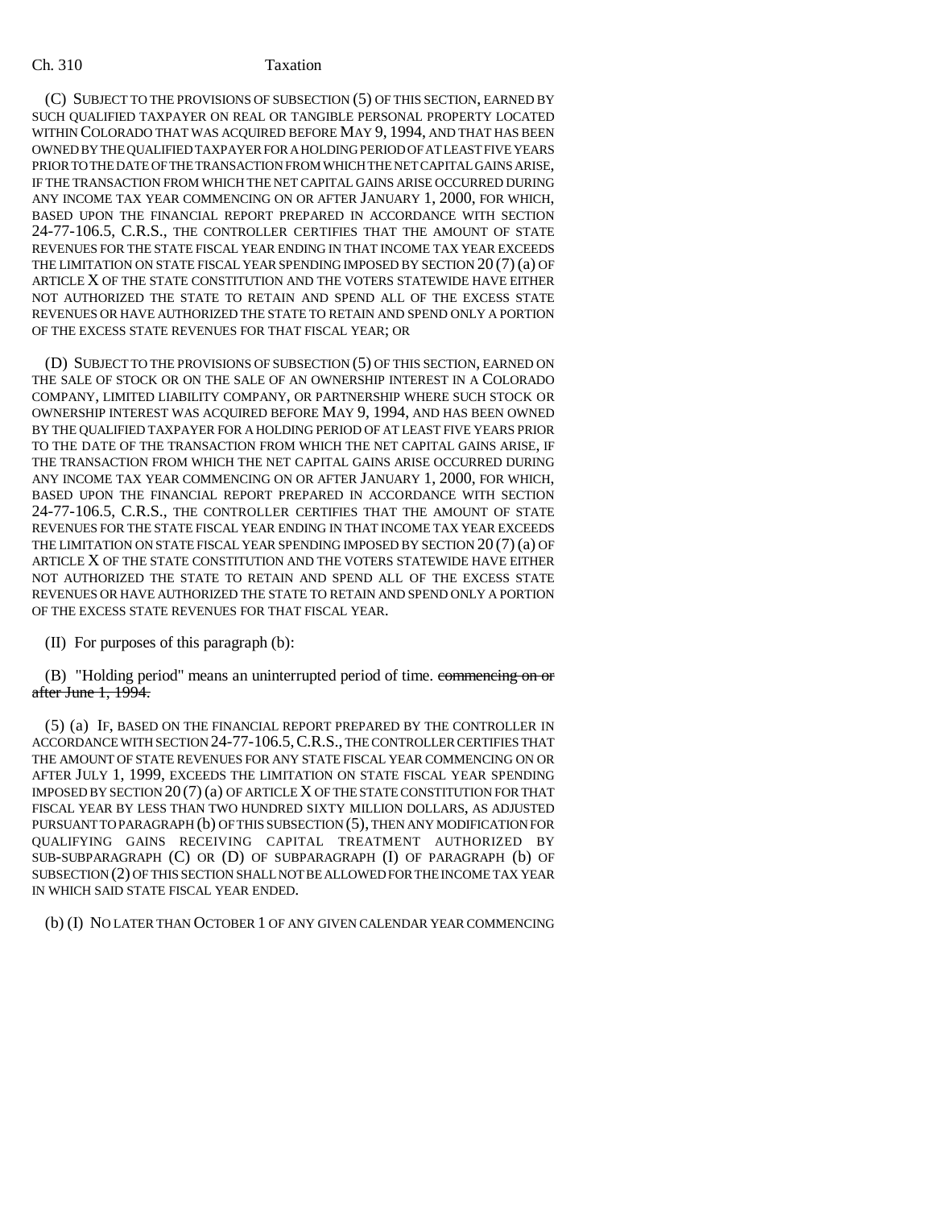(C) SUBJECT TO THE PROVISIONS OF SUBSECTION (5) OF THIS SECTION, EARNED BY SUCH QUALIFIED TAXPAYER ON REAL OR TANGIBLE PERSONAL PROPERTY LOCATED WITHIN COLORADO THAT WAS ACQUIRED BEFORE MAY 9, 1994, AND THAT HAS BEEN OWNED BY THE QUALIFIED TAXPAYER FOR A HOLDING PERIOD OF AT LEAST FIVE YEARS PRIOR TO THE DATE OF THE TRANSACTION FROM WHICH THE NET CAPITAL GAINS ARISE, IF THE TRANSACTION FROM WHICH THE NET CAPITAL GAINS ARISE OCCURRED DURING ANY INCOME TAX YEAR COMMENCING ON OR AFTER JANUARY 1, 2000, FOR WHICH, BASED UPON THE FINANCIAL REPORT PREPARED IN ACCORDANCE WITH SECTION 24-77-106.5, C.R.S., THE CONTROLLER CERTIFIES THAT THE AMOUNT OF STATE REVENUES FOR THE STATE FISCAL YEAR ENDING IN THAT INCOME TAX YEAR EXCEEDS THE LIMITATION ON STATE FISCAL YEAR SPENDING IMPOSED BY SECTION 20 (7) (a) OF ARTICLE X OF THE STATE CONSTITUTION AND THE VOTERS STATEWIDE HAVE EITHER NOT AUTHORIZED THE STATE TO RETAIN AND SPEND ALL OF THE EXCESS STATE REVENUES OR HAVE AUTHORIZED THE STATE TO RETAIN AND SPEND ONLY A PORTION OF THE EXCESS STATE REVENUES FOR THAT FISCAL YEAR; OR

(D) SUBJECT TO THE PROVISIONS OF SUBSECTION (5) OF THIS SECTION, EARNED ON THE SALE OF STOCK OR ON THE SALE OF AN OWNERSHIP INTEREST IN A COLORADO COMPANY, LIMITED LIABILITY COMPANY, OR PARTNERSHIP WHERE SUCH STOCK OR OWNERSHIP INTEREST WAS ACQUIRED BEFORE MAY 9, 1994, AND HAS BEEN OWNED BY THE QUALIFIED TAXPAYER FOR A HOLDING PERIOD OF AT LEAST FIVE YEARS PRIOR TO THE DATE OF THE TRANSACTION FROM WHICH THE NET CAPITAL GAINS ARISE, IF THE TRANSACTION FROM WHICH THE NET CAPITAL GAINS ARISE OCCURRED DURING ANY INCOME TAX YEAR COMMENCING ON OR AFTER JANUARY 1, 2000, FOR WHICH, BASED UPON THE FINANCIAL REPORT PREPARED IN ACCORDANCE WITH SECTION 24-77-106.5, C.R.S., THE CONTROLLER CERTIFIES THAT THE AMOUNT OF STATE REVENUES FOR THE STATE FISCAL YEAR ENDING IN THAT INCOME TAX YEAR EXCEEDS THE LIMITATION ON STATE FISCAL YEAR SPENDING IMPOSED BY SECTION 20 (7) (a) OF ARTICLE X OF THE STATE CONSTITUTION AND THE VOTERS STATEWIDE HAVE EITHER NOT AUTHORIZED THE STATE TO RETAIN AND SPEND ALL OF THE EXCESS STATE REVENUES OR HAVE AUTHORIZED THE STATE TO RETAIN AND SPEND ONLY A PORTION OF THE EXCESS STATE REVENUES FOR THAT FISCAL YEAR.

(II) For purposes of this paragraph (b):

(B) "Holding period" means an uninterrupted period of time. ~~commencing on or after June 1, 1994.~~

(5) (a) IF, BASED ON THE FINANCIAL REPORT PREPARED BY THE CONTROLLER IN ACCORDANCE WITH SECTION 24-77-106.5, C.R.S., THE CONTROLLER CERTIFIES THAT THE AMOUNT OF STATE REVENUES FOR ANY STATE FISCAL YEAR COMMENCING ON OR AFTER JULY 1, 1999, EXCEEDS THE LIMITATION ON STATE FISCAL YEAR SPENDING IMPOSED BY SECTION 20 (7) (a) OF ARTICLE X OF THE STATE CONSTITUTION FOR THAT FISCAL YEAR BY LESS THAN TWO HUNDRED SIXTY MILLION DOLLARS, AS ADJUSTED PURSUANT TO PARAGRAPH (b) OF THIS SUBSECTION (5), THEN ANY MODIFICATION FOR QUALIFYING GAINS RECEIVING CAPITAL TREATMENT AUTHORIZED BY SUB-SUBPARAGRAPH (C) OR (D) OF SUBPARAGRAPH (I) OF PARAGRAPH (b) OF SUBSECTION (2) OF THIS SECTION SHALL NOT BE ALLOWED FOR THE INCOME TAX YEAR IN WHICH SAID STATE FISCAL YEAR ENDED.

(b) (I) NO LATER THAN OCTOBER 1 OF ANY GIVEN CALENDAR YEAR COMMENCING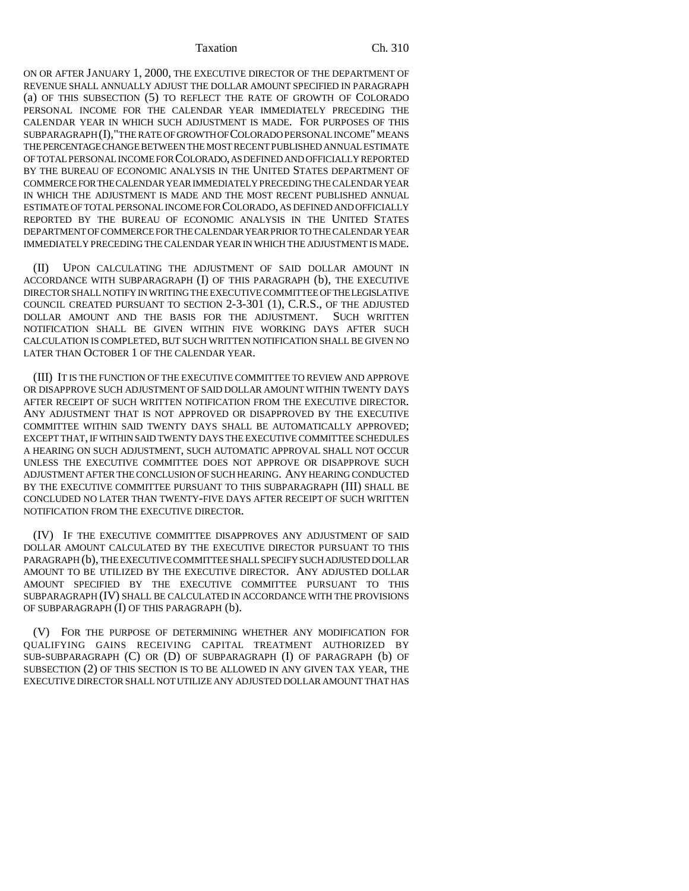ON OR AFTER JANUARY 1, 2000, THE EXECUTIVE DIRECTOR OF THE DEPARTMENT OF REVENUE SHALL ANNUALLY ADJUST THE DOLLAR AMOUNT SPECIFIED IN PARAGRAPH (a) OF THIS SUBSECTION (5) TO REFLECT THE RATE OF GROWTH OF COLORADO PERSONAL INCOME FOR THE CALENDAR YEAR IMMEDIATELY PRECEDING THE CALENDAR YEAR IN WHICH SUCH ADJUSTMENT IS MADE. FOR PURPOSES OF THIS SUBPARAGRAPH (I), "THE RATE OF GROWTH OF COLORADO PERSONAL INCOME" MEANS THE PERCENTAGE CHANGE BETWEEN THE MOST RECENT PUBLISHED ANNUAL ESTIMATE OF TOTAL PERSONAL INCOME FOR COLORADO, AS DEFINED AND OFFICIALLY REPORTED BY THE BUREAU OF ECONOMIC ANALYSIS IN THE UNITED STATES DEPARTMENT OF COMMERCE FOR THE CALENDAR YEAR IMMEDIATELY PRECEDING THE CALENDAR YEAR IN WHICH THE ADJUSTMENT IS MADE AND THE MOST RECENT PUBLISHED ANNUAL ESTIMATE OF TOTAL PERSONAL INCOME FOR COLORADO, AS DEFINED AND OFFICIALLY REPORTED BY THE BUREAU OF ECONOMIC ANALYSIS IN THE UNITED STATES DEPARTMENT OF COMMERCE FOR THE CALENDAR YEAR PRIOR TO THE CALENDAR YEAR IMMEDIATELY PRECEDING THE CALENDAR YEAR IN WHICH THE ADJUSTMENT IS MADE.

(II) UPON CALCULATING THE ADJUSTMENT OF SAID DOLLAR AMOUNT IN ACCORDANCE WITH SUBPARAGRAPH (I) OF THIS PARAGRAPH (b), THE EXECUTIVE DIRECTOR SHALL NOTIFY IN WRITING THE EXECUTIVE COMMITTEE OF THE LEGISLATIVE COUNCIL CREATED PURSUANT TO SECTION 2-3-301 (1), C.R.S., OF THE ADJUSTED DOLLAR AMOUNT AND THE BASIS FOR THE ADJUSTMENT. SUCH WRITTEN NOTIFICATION SHALL BE GIVEN WITHIN FIVE WORKING DAYS AFTER SUCH CALCULATION IS COMPLETED, BUT SUCH WRITTEN NOTIFICATION SHALL BE GIVEN NO LATER THAN OCTOBER 1 OF THE CALENDAR YEAR.

(III) IT IS THE FUNCTION OF THE EXECUTIVE COMMITTEE TO REVIEW AND APPROVE OR DISAPPROVE SUCH ADJUSTMENT OF SAID DOLLAR AMOUNT WITHIN TWENTY DAYS AFTER RECEIPT OF SUCH WRITTEN NOTIFICATION FROM THE EXECUTIVE DIRECTOR. ANY ADJUSTMENT THAT IS NOT APPROVED OR DISAPPROVED BY THE EXECUTIVE COMMITTEE WITHIN SAID TWENTY DAYS SHALL BE AUTOMATICALLY APPROVED; EXCEPT THAT, IF WITHIN SAID TWENTY DAYS THE EXECUTIVE COMMITTEE SCHEDULES A HEARING ON SUCH ADJUSTMENT, SUCH AUTOMATIC APPROVAL SHALL NOT OCCUR UNLESS THE EXECUTIVE COMMITTEE DOES NOT APPROVE OR DISAPPROVE SUCH ADJUSTMENT AFTER THE CONCLUSION OF SUCH HEARING. ANY HEARING CONDUCTED BY THE EXECUTIVE COMMITTEE PURSUANT TO THIS SUBPARAGRAPH (III) SHALL BE CONCLUDED NO LATER THAN TWENTY-FIVE DAYS AFTER RECEIPT OF SUCH WRITTEN NOTIFICATION FROM THE EXECUTIVE DIRECTOR.

(IV) IF THE EXECUTIVE COMMITTEE DISAPPROVES ANY ADJUSTMENT OF SAID DOLLAR AMOUNT CALCULATED BY THE EXECUTIVE DIRECTOR PURSUANT TO THIS PARAGRAPH (b), THE EXECUTIVE COMMITTEE SHALL SPECIFY SUCH ADJUSTED DOLLAR AMOUNT TO BE UTILIZED BY THE EXECUTIVE DIRECTOR. ANY ADJUSTED DOLLAR AMOUNT SPECIFIED BY THE EXECUTIVE COMMITTEE PURSUANT TO THIS SUBPARAGRAPH (IV) SHALL BE CALCULATED IN ACCORDANCE WITH THE PROVISIONS OF SUBPARAGRAPH (I) OF THIS PARAGRAPH (b).

(V) FOR THE PURPOSE OF DETERMINING WHETHER ANY MODIFICATION FOR QUALIFYING GAINS RECEIVING CAPITAL TREATMENT AUTHORIZED BY SUB-SUBPARAGRAPH (C) OR (D) OF SUBPARAGRAPH (I) OF PARAGRAPH (b) OF SUBSECTION (2) OF THIS SECTION IS TO BE ALLOWED IN ANY GIVEN TAX YEAR, THE EXECUTIVE DIRECTOR SHALL NOT UTILIZE ANY ADJUSTED DOLLAR AMOUNT THAT HAS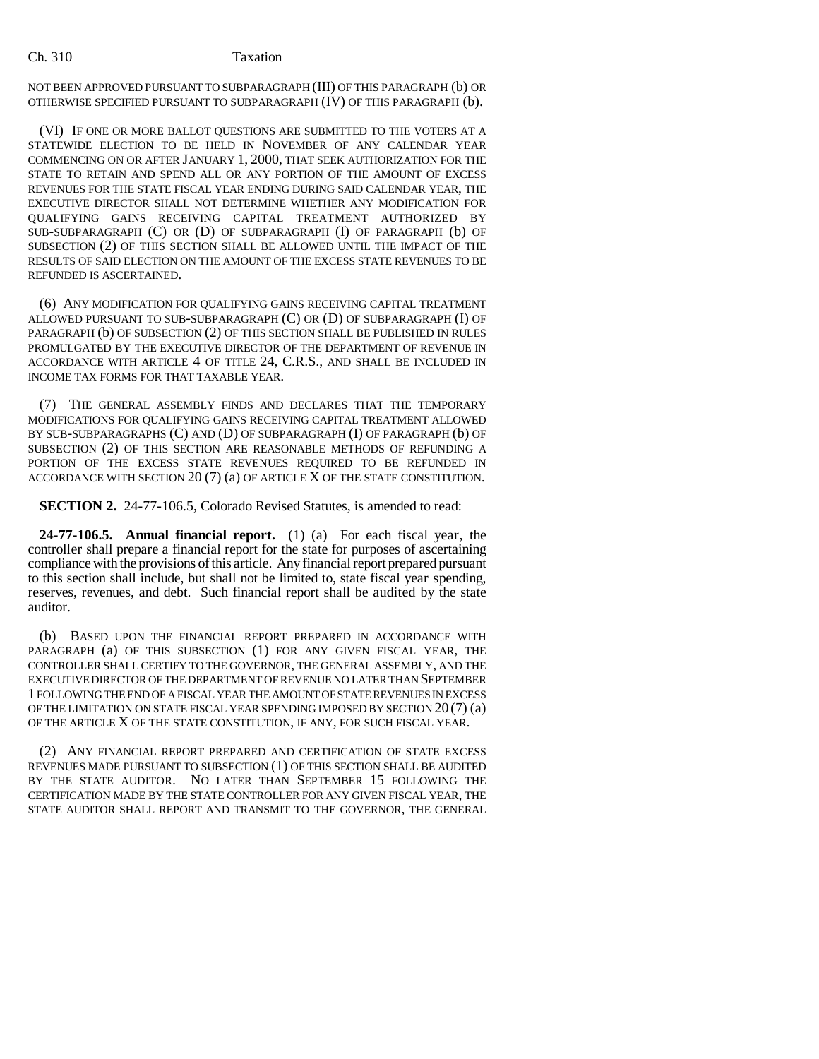NOT BEEN APPROVED PURSUANT TO SUBPARAGRAPH (III) OF THIS PARAGRAPH (b) OR OTHERWISE SPECIFIED PURSUANT TO SUBPARAGRAPH (IV) OF THIS PARAGRAPH (b).

(VI) IF ONE OR MORE BALLOT QUESTIONS ARE SUBMITTED TO THE VOTERS AT A STATEWIDE ELECTION TO BE HELD IN NOVEMBER OF ANY CALENDAR YEAR COMMENCING ON OR AFTER JANUARY 1, 2000, THAT SEEK AUTHORIZATION FOR THE STATE TO RETAIN AND SPEND ALL OR ANY PORTION OF THE AMOUNT OF EXCESS REVENUES FOR THE STATE FISCAL YEAR ENDING DURING SAID CALENDAR YEAR, THE EXECUTIVE DIRECTOR SHALL NOT DETERMINE WHETHER ANY MODIFICATION FOR QUALIFYING GAINS RECEIVING CAPITAL TREATMENT AUTHORIZED BY SUB-SUBPARAGRAPH (C) OR (D) OF SUBPARAGRAPH (I) OF PARAGRAPH (b) OF SUBSECTION (2) OF THIS SECTION SHALL BE ALLOWED UNTIL THE IMPACT OF THE RESULTS OF SAID ELECTION ON THE AMOUNT OF THE EXCESS STATE REVENUES TO BE REFUNDED IS ASCERTAINED.

(6) ANY MODIFICATION FOR QUALIFYING GAINS RECEIVING CAPITAL TREATMENT ALLOWED PURSUANT TO SUB-SUBPARAGRAPH (C) OR (D) OF SUBPARAGRAPH (I) OF PARAGRAPH (b) OF SUBSECTION (2) OF THIS SECTION SHALL BE PUBLISHED IN RULES PROMULGATED BY THE EXECUTIVE DIRECTOR OF THE DEPARTMENT OF REVENUE IN ACCORDANCE WITH ARTICLE 4 OF TITLE 24, C.R.S., AND SHALL BE INCLUDED IN INCOME TAX FORMS FOR THAT TAXABLE YEAR.

(7) THE GENERAL ASSEMBLY FINDS AND DECLARES THAT THE TEMPORARY MODIFICATIONS FOR QUALIFYING GAINS RECEIVING CAPITAL TREATMENT ALLOWED BY SUB-SUBPARAGRAPHS (C) AND (D) OF SUBPARAGRAPH (I) OF PARAGRAPH (b) OF SUBSECTION (2) OF THIS SECTION ARE REASONABLE METHODS OF REFUNDING A PORTION OF THE EXCESS STATE REVENUES REQUIRED TO BE REFUNDED IN ACCORDANCE WITH SECTION 20 (7) (a) OF ARTICLE X OF THE STATE CONSTITUTION.

**SECTION 2.** 24-77-106.5, Colorado Revised Statutes, is amended to read:

**24-77-106.5. Annual financial report.** (1) (a) For each fiscal year, the controller shall prepare a financial report for the state for purposes of ascertaining compliance with the provisions of this article. Any financial report prepared pursuant to this section shall include, but shall not be limited to, state fiscal year spending, reserves, revenues, and debt. Such financial report shall be audited by the state auditor.

(b) BASED UPON THE FINANCIAL REPORT PREPARED IN ACCORDANCE WITH PARAGRAPH (a) OF THIS SUBSECTION (1) FOR ANY GIVEN FISCAL YEAR, THE CONTROLLER SHALL CERTIFY TO THE GOVERNOR, THE GENERAL ASSEMBLY, AND THE EXECUTIVE DIRECTOR OF THE DEPARTMENT OF REVENUE NO LATER THAN SEPTEMBER 1 FOLLOWING THE END OF A FISCAL YEAR THE AMOUNT OF STATE REVENUES IN EXCESS OF THE LIMITATION ON STATE FISCAL YEAR SPENDING IMPOSED BY SECTION 20 (7) (a) OF THE ARTICLE X OF THE STATE CONSTITUTION, IF ANY, FOR SUCH FISCAL YEAR.

(2) ANY FINANCIAL REPORT PREPARED AND CERTIFICATION OF STATE EXCESS REVENUES MADE PURSUANT TO SUBSECTION (1) OF THIS SECTION SHALL BE AUDITED BY THE STATE AUDITOR. NO LATER THAN SEPTEMBER 15 FOLLOWING THE CERTIFICATION MADE BY THE STATE CONTROLLER FOR ANY GIVEN FISCAL YEAR, THE STATE AUDITOR SHALL REPORT AND TRANSMIT TO THE GOVERNOR, THE GENERAL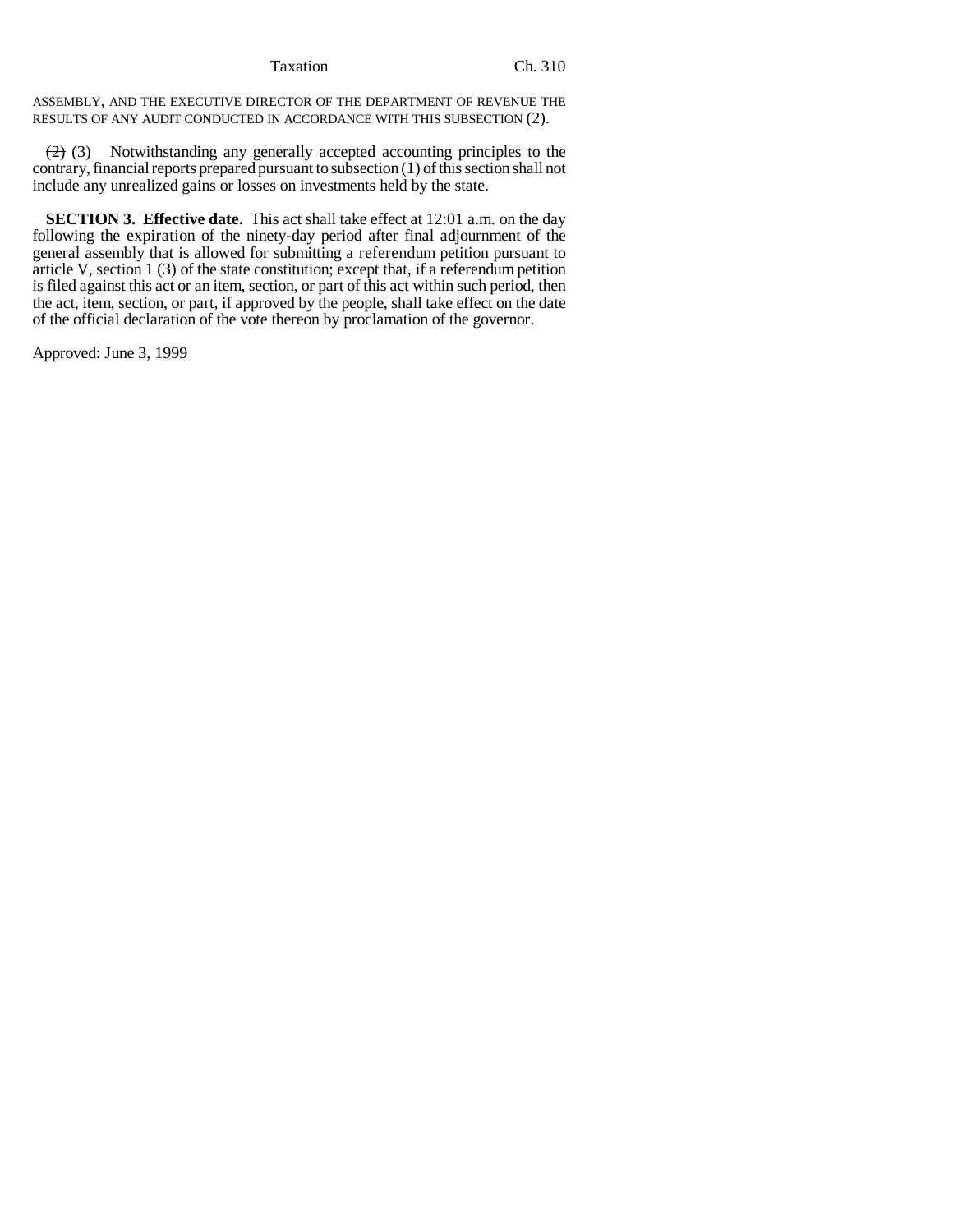ASSEMBLY, AND THE EXECUTIVE DIRECTOR OF THE DEPARTMENT OF REVENUE THE RESULTS OF ANY AUDIT CONDUCTED IN ACCORDANCE WITH THIS SUBSECTION (2).

~~(2)~~ (3) Notwithstanding any generally accepted accounting principles to the contrary, financial reports prepared pursuant to subsection (1) of this section shall not include any unrealized gains or losses on investments held by the state.

**SECTION 3. Effective date.** This act shall take effect at 12:01 a.m. on the day following the expiration of the ninety-day period after final adjournment of the general assembly that is allowed for submitting a referendum petition pursuant to article V, section 1 (3) of the state constitution; except that, if a referendum petition is filed against this act or an item, section, or part of this act within such period, then the act, item, section, or part, if approved by the people, shall take effect on the date of the official declaration of the vote thereon by proclamation of the governor.

Approved: June 3, 1999